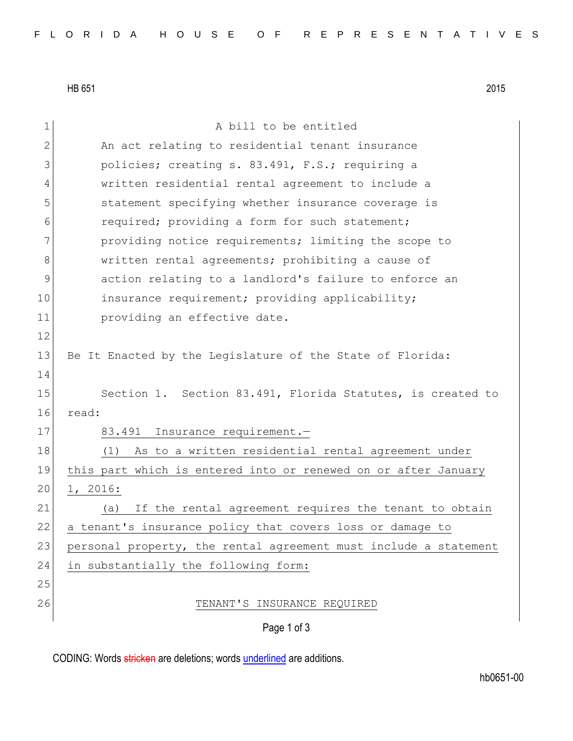HB 651 2015

A bill to be entitled

An act relating to residential tenant insurance policies; creating s. 83.491, F.S.; requiring a written residential rental agreement to include a statement specifying whether insurance coverage is required; providing a form for such statement; providing notice requirements; limiting the scope to written rental agreements; prohibiting a cause of action relating to a landlord's failure to enforce an insurance requirement; providing applicability; providing an effective date.

Be It Enacted by the Legislature of the State of Florida:

Section 1. Section 83.491, Florida Statutes, is created to read:

83.491 Insurance requirement.—

(1) As to a written residential rental agreement under this part which is entered into or renewed on or after January 1, 2016:

(a) If the rental agreement requires the tenant to obtain a tenant's insurance policy that covers loss or damage to personal property, the rental agreement must include a statement in substantially the following form:

TENANT'S INSURANCE REQUIRED

CODING: Words stricken are deletions; words underlined are additions.

hb0651-00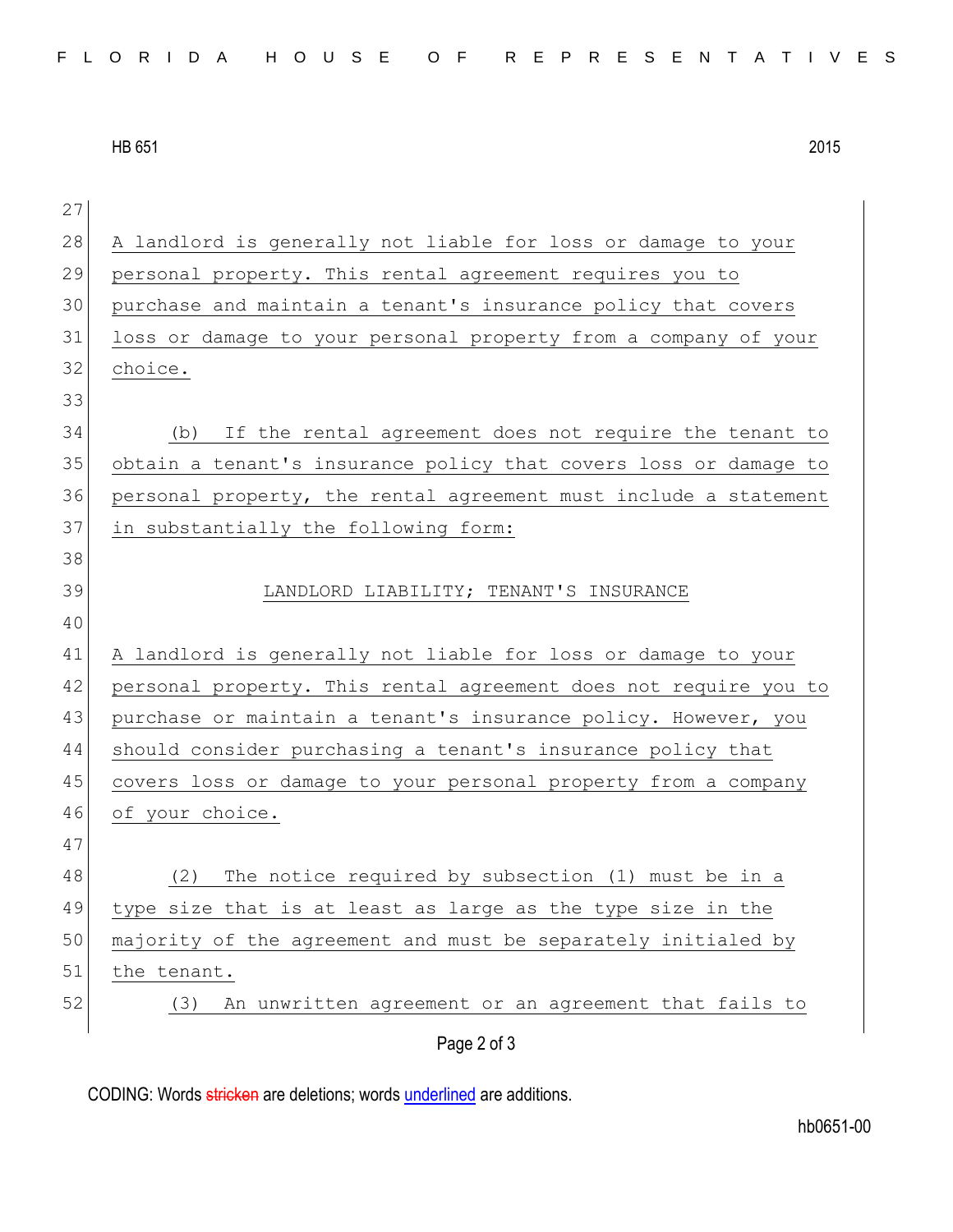A landlord is generally not liable for loss or damage to your personal property. This rental agreement requires you to purchase and maintain a tenant's insurance policy that covers loss or damage to your personal property from a company of your choice.

(b) If the rental agreement does not require the tenant to obtain a tenant's insurance policy that covers loss or damage to personal property, the rental agreement must include a statement in substantially the following form:

LANDLORD LIABILITY; TENANT'S INSURANCE

A landlord is generally not liable for loss or damage to your personal property. This rental agreement does not require you to purchase or maintain a tenant's insurance policy. However, you should consider purchasing a tenant's insurance policy that covers loss or damage to your personal property from a company of your choice.

(2) The notice required by subsection (1) must be in a type size that is at least as large as the type size in the majority of the agreement and must be separately initialed by the tenant.

(3) An unwritten agreement or an agreement that fails to

CODING: Words stricken are deletions; words underlined are additions.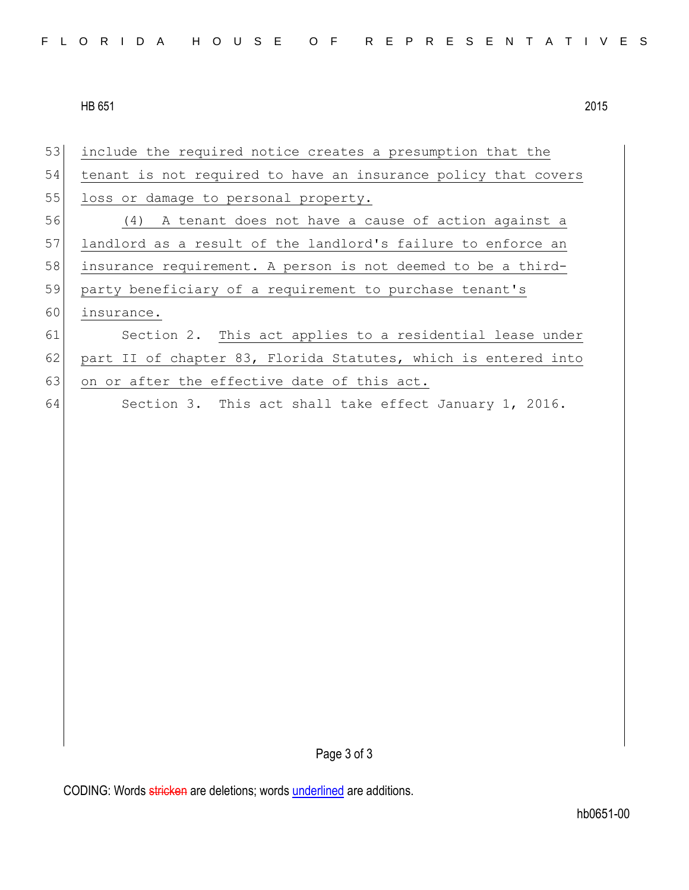include the required notice creates a presumption that the tenant is not required to have an insurance policy that covers loss or damage to personal property.

(4) A tenant does not have a cause of action against a landlord as a result of the landlord's failure to enforce an insurance requirement. A person is not deemed to be a third-party beneficiary of a requirement to purchase tenant's insurance.

Section 2. This act applies to a residential lease under part II of chapter 83, Florida Statutes, which is entered into on or after the effective date of this act.

Section 3. This act shall take effect January 1, 2016.